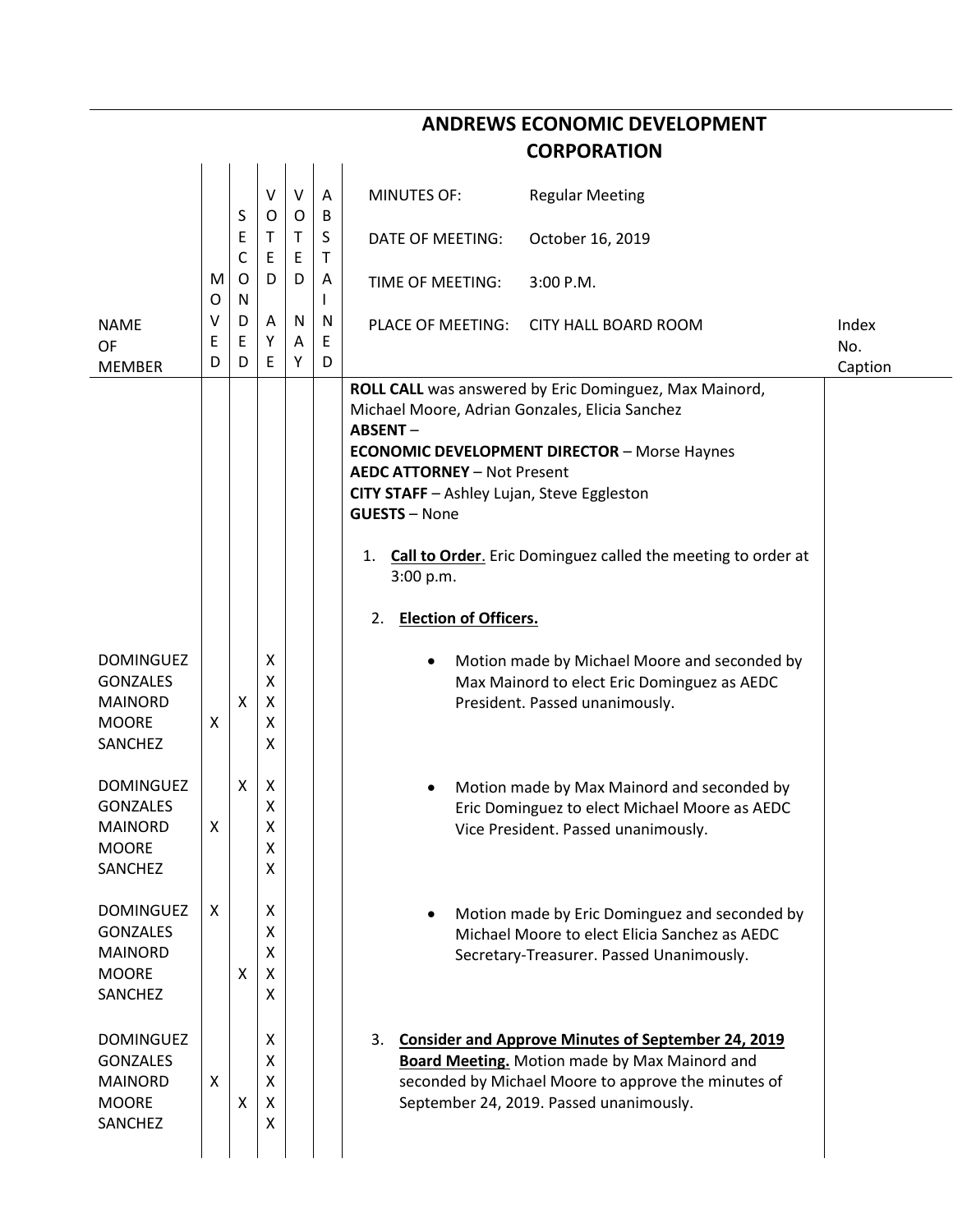# ANDREWS ECONOMIC DEVELOPMENT CORPORATION

| | |
|---|---|
| MINUTES OF: | Regular Meeting |
| DATE OF MEETING: | October 16, 2019 |
| TIME OF MEETING: | 3:00 P.M. |
| PLACE OF MEETING: | CITY HALL BOARD ROOM |

**ROLL CALL** was answered by Eric Dominguez, Max Mainord, Michael Moore, Adrian Gonzales, Elicia Sanchez
**ABSENT** –
**ECONOMIC DEVELOPMENT DIRECTOR** – Morse Haynes
**AEDC ATTORNEY** – Not Present
**CITY STAFF** – Ashley Lujan, Steve Eggleston
**GUESTS** – None

1. **Call to Order**. Eric Dominguez called the meeting to order at 3:00 p.m.

2. **Election of Officers.**

| NAME OF MEMBER | MOVED | SECONDED | VOTED AYE | VOTED NAY | ABSTAINED | | Index No. Caption |
|---|---|---|---|---|---|---|---|
| DOMINGUEZ | | | X | | | • Motion made by Michael Moore and seconded by Max Mainord to elect Eric Dominguez as AEDC President. Passed unanimously. | |
| GONZALES | | | X | | | | |
| MAINORD | | X | X | | | | |
| MOORE | X | | X | | | | |
| SANCHEZ | | | X | | | | |
| DOMINGUEZ | | X | X | | | • Motion made by Max Mainord and seconded by Eric Dominguez to elect Michael Moore as AEDC Vice President. Passed unanimously. | |
| GONZALES | | | X | | | | |
| MAINORD | X | | X | | | | |
| MOORE | | | X | | | | |
| SANCHEZ | | | X | | | | |
| DOMINGUEZ | X | | X | | | • Motion made by Eric Dominguez and seconded by Michael Moore to elect Elicia Sanchez as AEDC Secretary-Treasurer. Passed Unanimously. | |
| GONZALES | | | X | | | | |
| MAINORD | | | X | | | | |
| MOORE | | X | X | | | | |
| SANCHEZ | | | X | | | | |
| DOMINGUEZ | | | X | | | 3. **Consider and Approve Minutes of September 24, 2019 Board Meeting.** Motion made by Max Mainord and seconded by Michael Moore to approve the minutes of September 24, 2019. Passed unanimously. | |
| GONZALES | | | X | | | | |
| MAINORD | X | | X | | | | |
| MOORE | | X | X | | | | |
| SANCHEZ | | | X | | | | |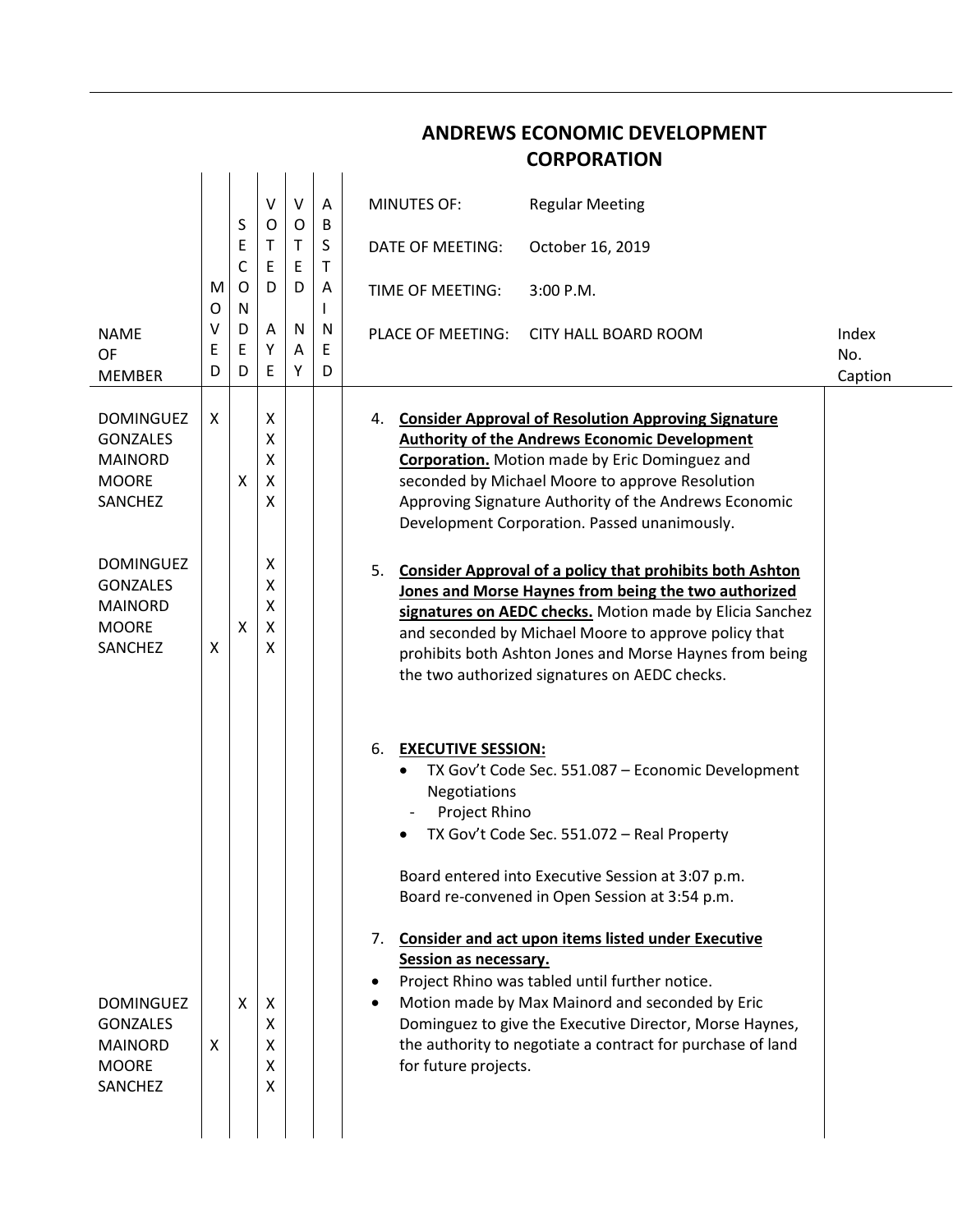# ANDREWS ECONOMIC DEVELOPMENT CORPORATION

MINUTES OF: Regular Meeting

DATE OF MEETING: October 16, 2019

TIME OF MEETING: 3:00 P.M.

PLACE OF MEETING: CITY HALL BOARD ROOM

| NAME OF MEMBER | MOVED | SECONDED | VOTED AYE | VOTED NAY | ABSTAINED | | Index No. Caption |
|---|---|---|---|---|---|---|---|
| DOMINGUEZ | X | | X | | | 4. **<u>Consider Approval of Resolution Approving Signature Authority of the Andrews Economic Development Corporation.</u>** Motion made by Eric Dominguez and seconded by Michael Moore to approve Resolution Approving Signature Authority of the Andrews Economic Development Corporation. Passed unanimously. | |
| GONZALES | | | X | | | | |
| MAINORD | | | X | | | | |
| MOORE | | X | X | | | | |
| SANCHEZ | | | X | | | | |
| DOMINGUEZ | | | X | | | 5. **<u>Consider Approval of a policy that prohibits both Ashton Jones and Morse Haynes from being the two authorized signatures on AEDC checks.</u>** Motion made by Elicia Sanchez and seconded by Michael Moore to approve policy that prohibits both Ashton Jones and Morse Haynes from being the two authorized signatures on AEDC checks. | |
| GONZALES | | | X | | | | |
| MAINORD | | | X | | | | |
| MOORE | | X | X | | | | |
| SANCHEZ | X | | X | | | | |
| | | | | | | 6. **<u>EXECUTIVE SESSION:</u>**<br>• TX Gov't Code Sec. 551.087 – Economic Development Negotiations<br>&nbsp;&nbsp;- Project Rhino<br>• TX Gov't Code Sec. 551.072 – Real Property<br><br>Board entered into Executive Session at 3:07 p.m.<br>Board re-convened in Open Session at 3:54 p.m. | |
| | | | | | | 7. **<u>Consider and act upon items listed under Executive Session as necessary.</u>**<br>• Project Rhino was tabled until further notice. | |
| DOMINGUEZ | | X | X | | | • Motion made by Max Mainord and seconded by Eric Dominguez to give the Executive Director, Morse Haynes, the authority to negotiate a contract for purchase of land for future projects. | |
| GONZALES | | | X | | | | |
| MAINORD | X | | X | | | | |
| MOORE | | | X | | | | |
| SANCHEZ | | | X | | | | |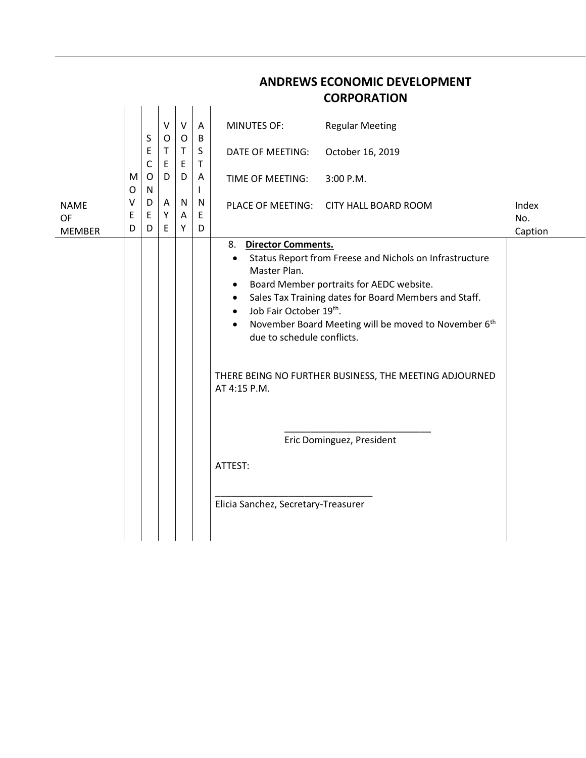# ANDREWS ECONOMIC DEVELOPMENT CORPORATION

| NAME OF MEMBER | MOVED | SECONDED | VOTED AYE | VOTED NAY | ABSTAINED | | Index No. Caption |
|---|---|---|---|---|---|---|---|
| | | | | | | MINUTES OF: Regular Meeting<br>DATE OF MEETING: October 16, 2019<br>TIME OF MEETING: 3:00 P.M.<br>PLACE OF MEETING: CITY HALL BOARD ROOM | |

8. **Director Comments.**
   - Status Report from Freese and Nichols on Infrastructure Master Plan.
   - Board Member portraits for AEDC website.
   - Sales Tax Training dates for Board Members and Staff.
   - Job Fair October 19th.
   - November Board Meeting will be moved to November 6th due to schedule conflicts.

THERE BEING NO FURTHER BUSINESS, THE MEETING ADJOURNED AT 4:15 P.M.

_____________________________
Eric Dominguez, President

ATTEST:

_____________________________
Elicia Sanchez, Secretary-Treasurer